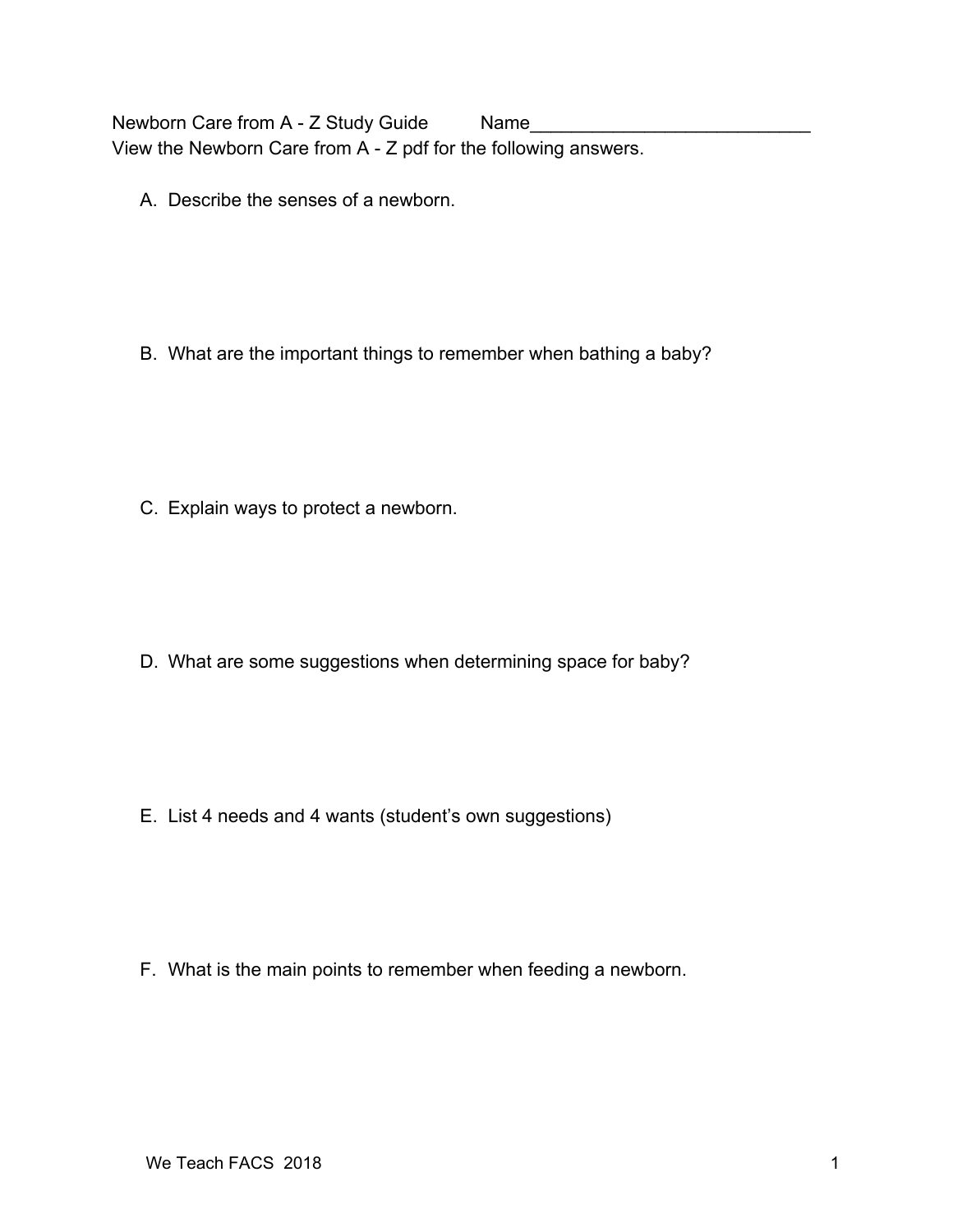Newborn Care from A - Z Study Guide Name___________________________

View the Newborn Care from A - Z pdf for the following answers.

A. Describe the senses of a newborn.

B. What are the important things to remember when bathing a baby?

C. Explain ways to protect a newborn.

D. What are some suggestions when determining space for baby?

E. List 4 needs and 4 wants (student's own suggestions)

F. What is the main points to remember when feeding a newborn.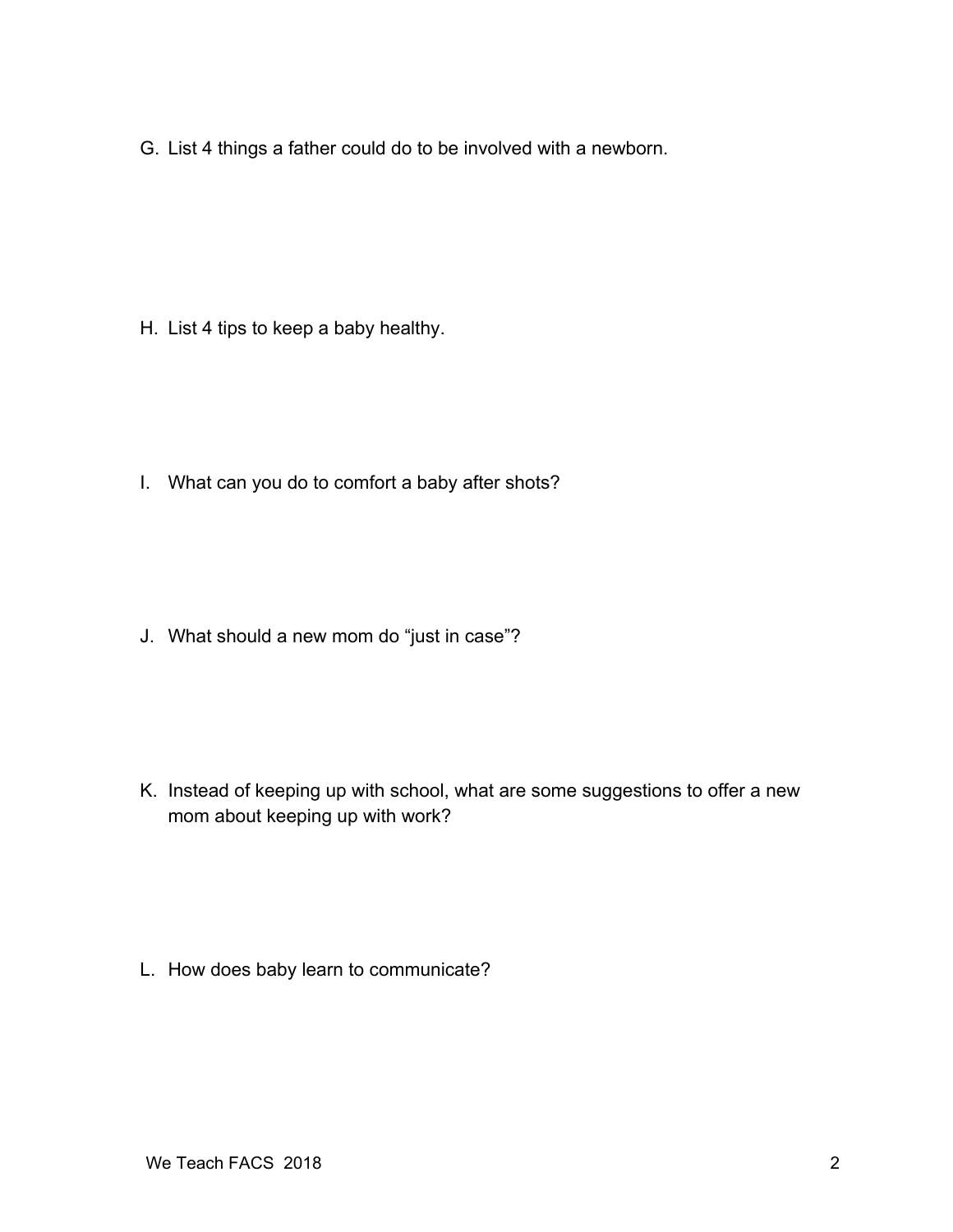G. List 4 things a father could do to be involved with a newborn.

H. List 4 tips to keep a baby healthy.

I. What can you do to comfort a baby after shots?

J. What should a new mom do “just in case”?

K. Instead of keeping up with school, what are some suggestions to offer a new mom about keeping up with work?

L. How does baby learn to communicate?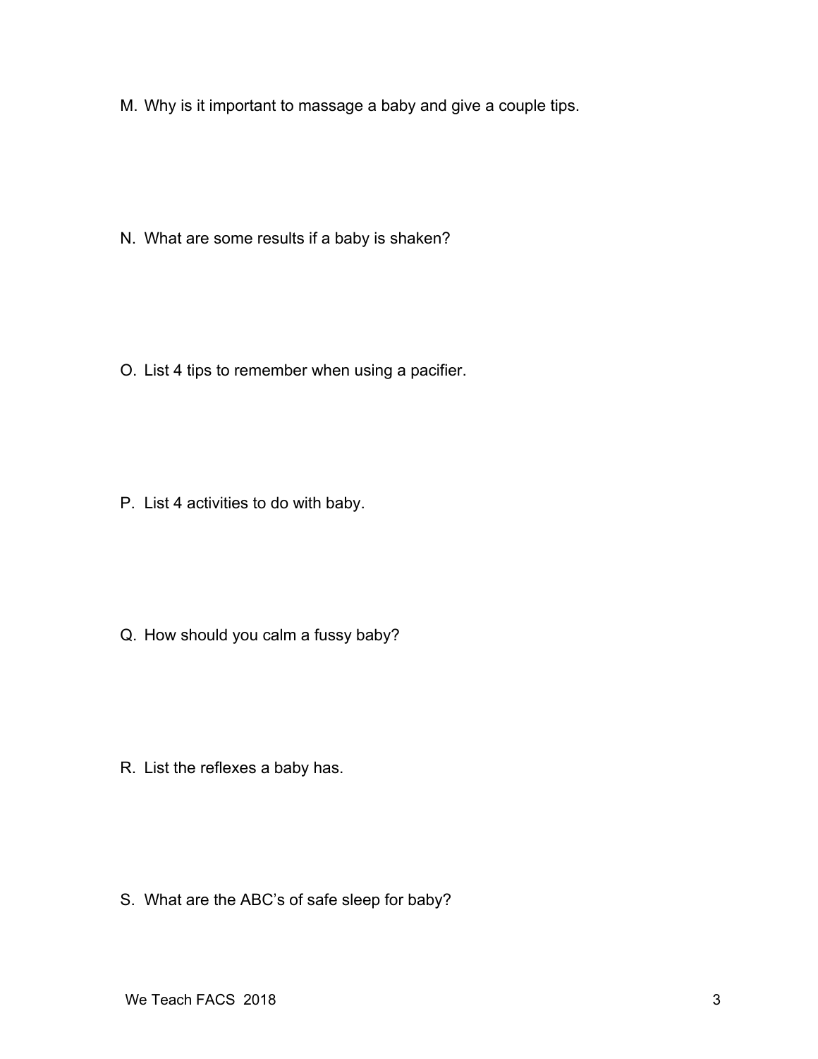M. Why is it important to massage a baby and give a couple tips.

N. What are some results if a baby is shaken?

O. List 4 tips to remember when using a pacifier.

P. List 4 activities to do with baby.

Q. How should you calm a fussy baby?

R. List the reflexes a baby has.

S. What are the ABC's of safe sleep for baby?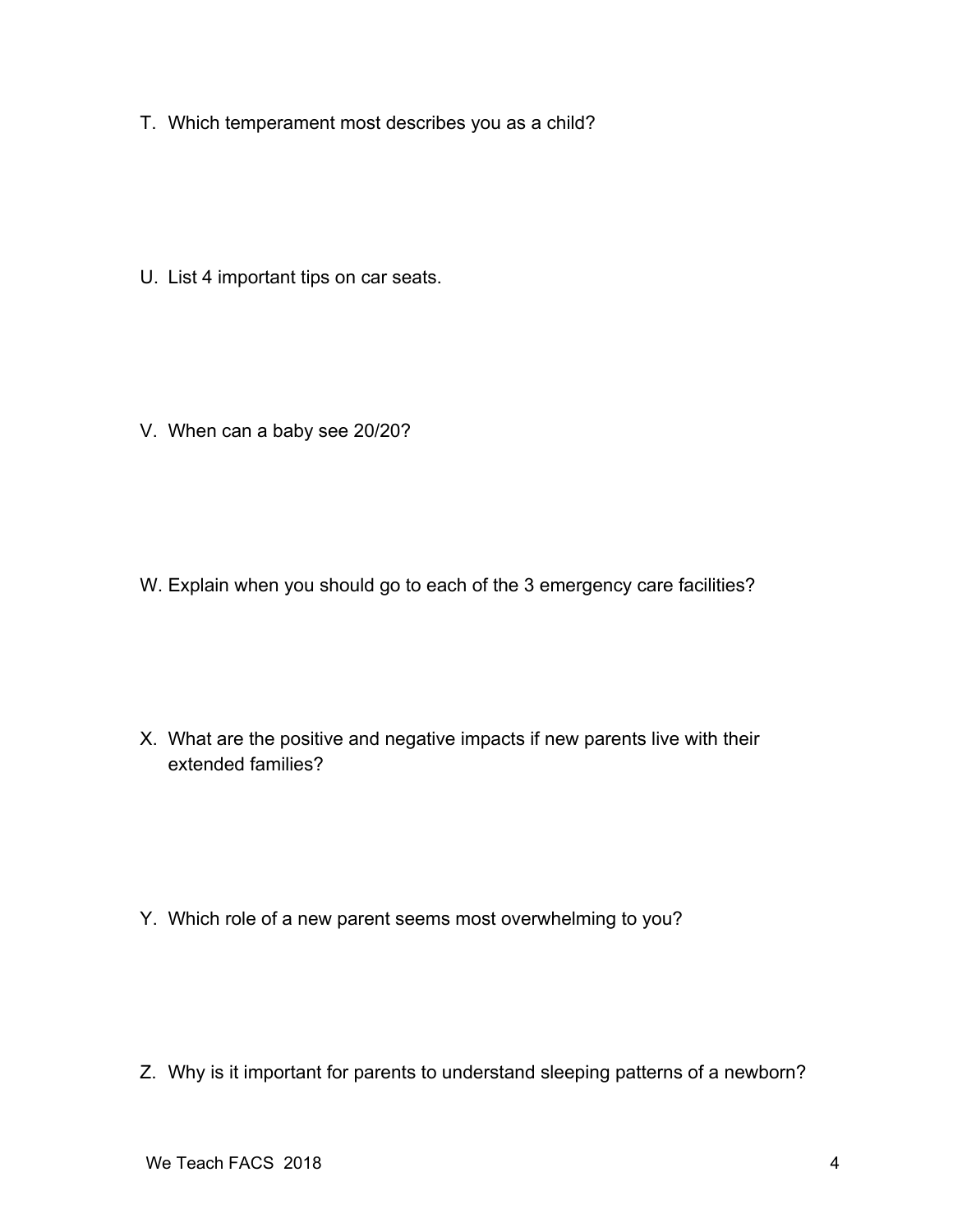T. Which temperament most describes you as a child?

U. List 4 important tips on car seats.

V. When can a baby see 20/20?

W. Explain when you should go to each of the 3 emergency care facilities?

X. What are the positive and negative impacts if new parents live with their extended families?

Y. Which role of a new parent seems most overwhelming to you?

Z. Why is it important for parents to understand sleeping patterns of a newborn?